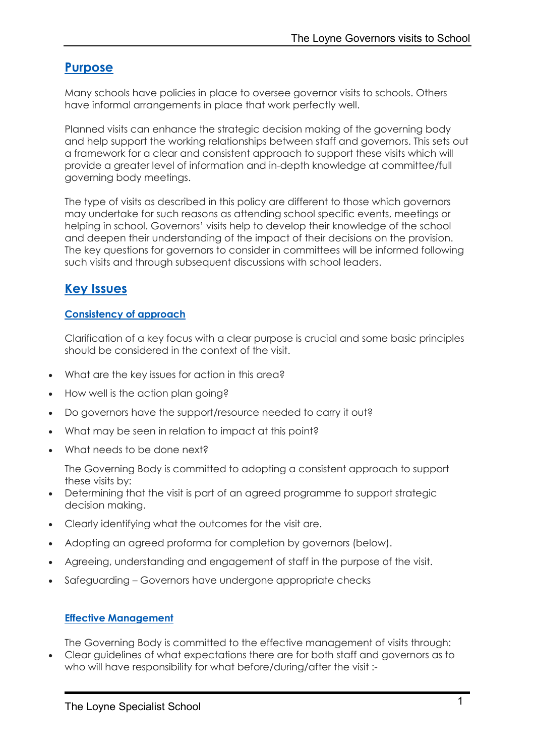## Purpose

Many schools have policies in place to oversee governor visits to schools. Others have informal arrangements in place that work perfectly well.

Planned visits can enhance the strategic decision making of the governing body and help support the working relationships between staff and governors. This sets out a framework for a clear and consistent approach to support these visits which will provide a greater level of information and in-depth knowledge at committee/full governing body meetings.

The type of visits as described in this policy are different to those which governors may undertake for such reasons as attending school specific events, meetings or helping in school. Governors' visits help to develop their knowledge of the school and deepen their understanding of the impact of their decisions on the provision. The key questions for governors to consider in committees will be informed following such visits and through subsequent discussions with school leaders.

## Key Issues

### Consistency of approach

Clarification of a key focus with a clear purpose is crucial and some basic principles should be considered in the context of the visit.

- What are the key issues for action in this area?
- How well is the action plan going?
- Do governors have the support/resource needed to carry it out?
- What may be seen in relation to impact at this point?
- What needs to be done next?

The Governing Body is committed to adopting a consistent approach to support these visits by:

- Determining that the visit is part of an agreed programme to support strategic decision making.
- Clearly identifying what the outcomes for the visit are.
- Adopting an agreed proforma for completion by governors (below).
- Agreeing, understanding and engagement of staff in the purpose of the visit.
- Safeguarding – Governors have undergone appropriate checks

### Effective Management

The Governing Body is committed to the effective management of visits through:

- Clear guidelines of what expectations there are for both staff and governors as to who will have responsibility for what before/during/after the visit :-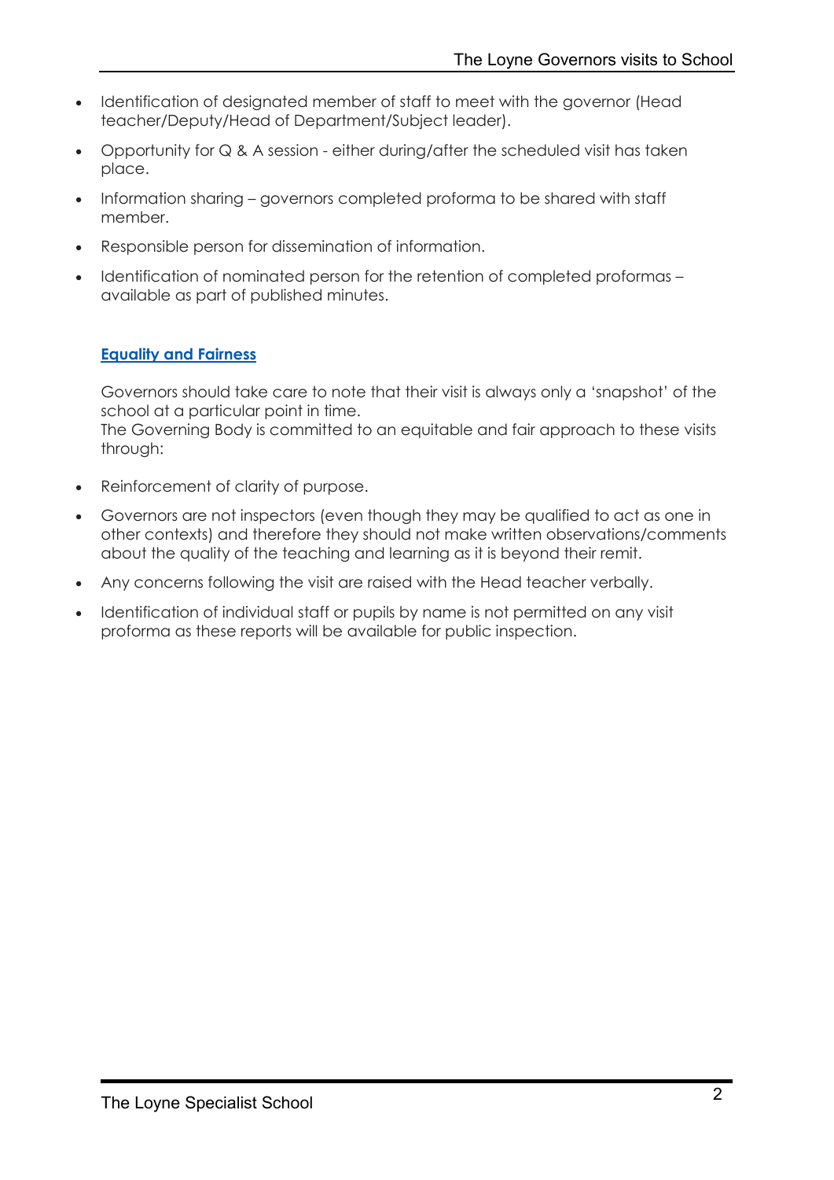- Identification of designated member of staff to meet with the governor (Head teacher/Deputy/Head of Department/Subject leader).
- Opportunity for Q & A session - either during/after the scheduled visit has taken place.
- Information sharing – governors completed proforma to be shared with staff member.
- Responsible person for dissemination of information.
- Identification of nominated person for the retention of completed proformas – available as part of published minutes.

## Equality and Fairness

Governors should take care to note that their visit is always only a 'snapshot' of the school at a particular point in time.
The Governing Body is committed to an equitable and fair approach to these visits through:

- Reinforcement of clarity of purpose.
- Governors are not inspectors (even though they may be qualified to act as one in other contexts) and therefore they should not make written observations/comments about the quality of the teaching and learning as it is beyond their remit.
- Any concerns following the visit are raised with the Head teacher verbally.
- Identification of individual staff or pupils by name is not permitted on any visit proforma as these reports will be available for public inspection.